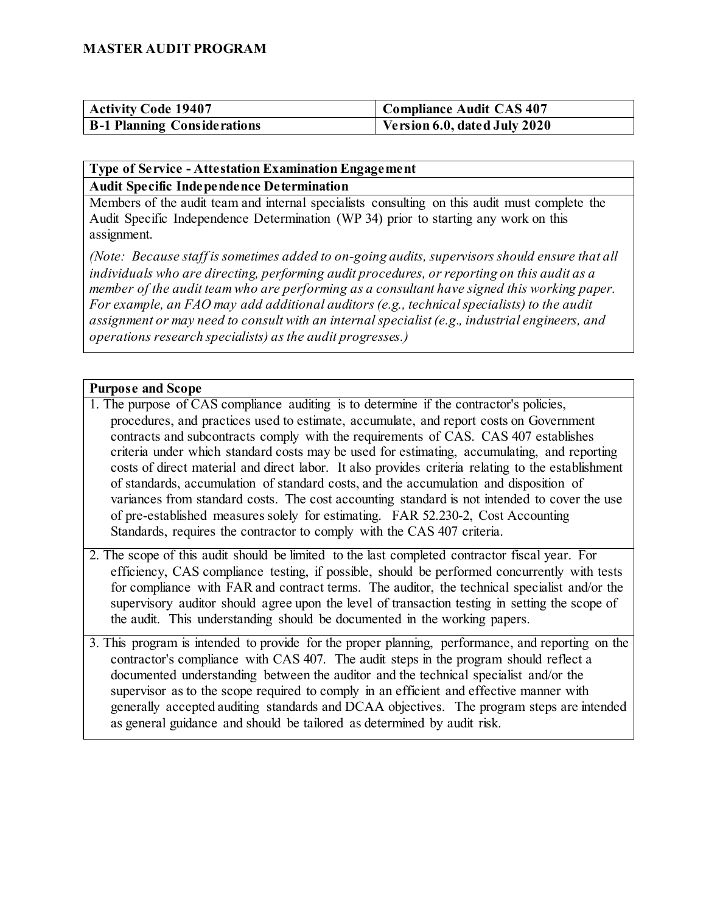# MASTER AUDIT PROGRAM

| Activity Code 19407 | Compliance Audit CAS 407 |
| --- | --- |
| B-1 Planning Considerations | Version 6.0, dated July 2020 |

**Type of Service - Attestation Examination Engagement**

**Audit Specific Independence Determination**

Members of the audit team and internal specialists consulting on this audit must complete the Audit Specific Independence Determination (WP 34) prior to starting any work on this assignment.

*(Note: Because staff is sometimes added to on-going audits, supervisors should ensure that all individuals who are directing, performing audit procedures, or reporting on this audit as a member of the audit team who are performing as a consultant have signed this working paper. For example, an FAO may add additional auditors (e.g., technical specialists) to the audit assignment or may need to consult with an internal specialist (e.g., industrial engineers, and operations research specialists) as the audit progresses.)*

**Purpose and Scope**

1. The purpose of CAS compliance auditing is to determine if the contractor's policies, procedures, and practices used to estimate, accumulate, and report costs on Government contracts and subcontracts comply with the requirements of CAS. CAS 407 establishes criteria under which standard costs may be used for estimating, accumulating, and reporting costs of direct material and direct labor. It also provides criteria relating to the establishment of standards, accumulation of standard costs, and the accumulation and disposition of variances from standard costs. The cost accounting standard is not intended to cover the use of pre-established measures solely for estimating. FAR 52.230-2, Cost Accounting Standards, requires the contractor to comply with the CAS 407 criteria.

2. The scope of this audit should be limited to the last completed contractor fiscal year. For efficiency, CAS compliance testing, if possible, should be performed concurrently with tests for compliance with FAR and contract terms. The auditor, the technical specialist and/or the supervisory auditor should agree upon the level of transaction testing in setting the scope of the audit. This understanding should be documented in the working papers.

3. This program is intended to provide for the proper planning, performance, and reporting on the contractor's compliance with CAS 407. The audit steps in the program should reflect a documented understanding between the auditor and the technical specialist and/or the supervisor as to the scope required to comply in an efficient and effective manner with generally accepted auditing standards and DCAA objectives. The program steps are intended as general guidance and should be tailored as determined by audit risk.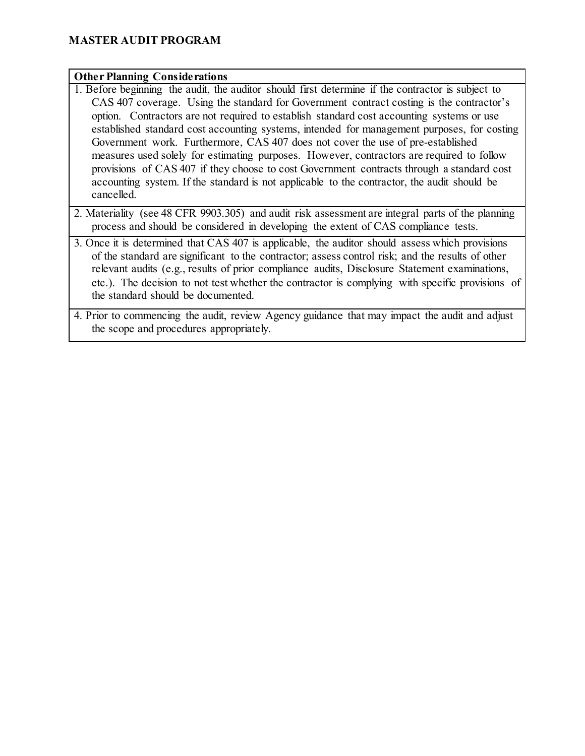**MASTER AUDIT PROGRAM**

| Other Planning Considerations |
|---|
| 1. Before beginning the audit, the auditor should first determine if the contractor is subject to CAS 407 coverage. Using the standard for Government contract costing is the contractor's option. Contractors are not required to establish standard cost accounting systems or use established standard cost accounting systems, intended for management purposes, for costing Government work. Furthermore, CAS 407 does not cover the use of pre-established measures used solely for estimating purposes. However, contractors are required to follow provisions of CAS 407 if they choose to cost Government contracts through a standard cost accounting system. If the standard is not applicable to the contractor, the audit should be cancelled. |
| 2. Materiality (see 48 CFR 9903.305) and audit risk assessment are integral parts of the planning process and should be considered in developing the extent of CAS compliance tests. |
| 3. Once it is determined that CAS 407 is applicable, the auditor should assess which provisions of the standard are significant to the contractor; assess control risk; and the results of other relevant audits (e.g., results of prior compliance audits, Disclosure Statement examinations, etc.). The decision to not test whether the contractor is complying with specific provisions of the standard should be documented. |
| 4. Prior to commencing the audit, review Agency guidance that may impact the audit and adjust the scope and procedures appropriately. |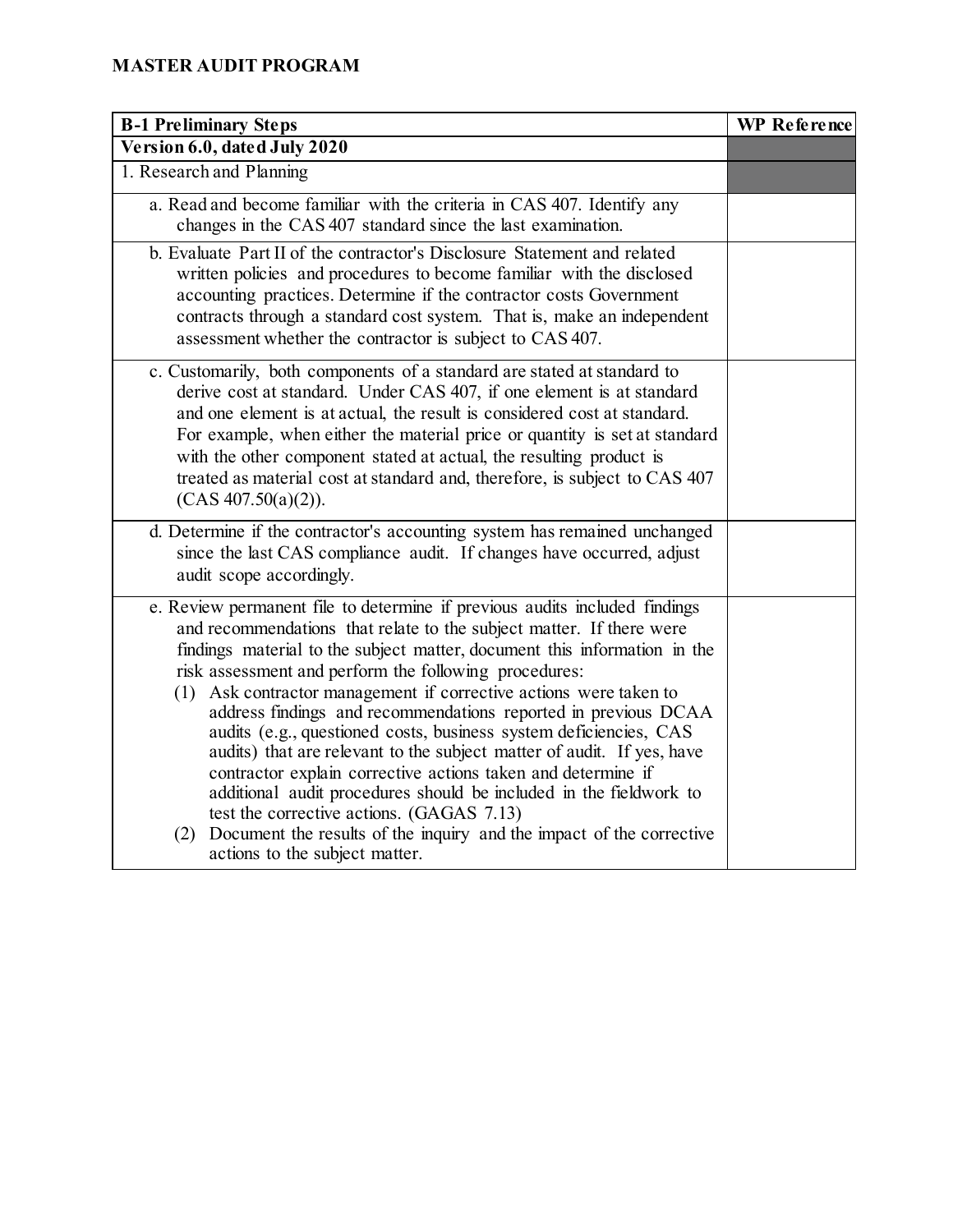# MASTER AUDIT PROGRAM

| B-1 Preliminary Steps | WP Reference |
|---|---|
| **Version 6.0, dated July 2020** | |
| 1. Research and Planning | |
| a. Read and become familiar with the criteria in CAS 407. Identify any changes in the CAS 407 standard since the last examination. | |
| b. Evaluate Part II of the contractor's Disclosure Statement and related written policies and procedures to become familiar with the disclosed accounting practices. Determine if the contractor costs Government contracts through a standard cost system. That is, make an independent assessment whether the contractor is subject to CAS 407. | |
| c. Customarily, both components of a standard are stated at standard to derive cost at standard. Under CAS 407, if one element is at standard and one element is at actual, the result is considered cost at standard. For example, when either the material price or quantity is set at standard with the other component stated at actual, the resulting product is treated as material cost at standard and, therefore, is subject to CAS 407 (CAS 407.50(a)(2)). | |
| d. Determine if the contractor's accounting system has remained unchanged since the last CAS compliance audit. If changes have occurred, adjust audit scope accordingly. | |
| e. Review permanent file to determine if previous audits included findings and recommendations that relate to the subject matter. If there were findings material to the subject matter, document this information in the risk assessment and perform the following procedures:<br>(1) Ask contractor management if corrective actions were taken to address findings and recommendations reported in previous DCAA audits (e.g., questioned costs, business system deficiencies, CAS audits) that are relevant to the subject matter of audit. If yes, have contractor explain corrective actions taken and determine if additional audit procedures should be included in the fieldwork to test the corrective actions. (GAGAS 7.13)<br>(2) Document the results of the inquiry and the impact of the corrective actions to the subject matter. | |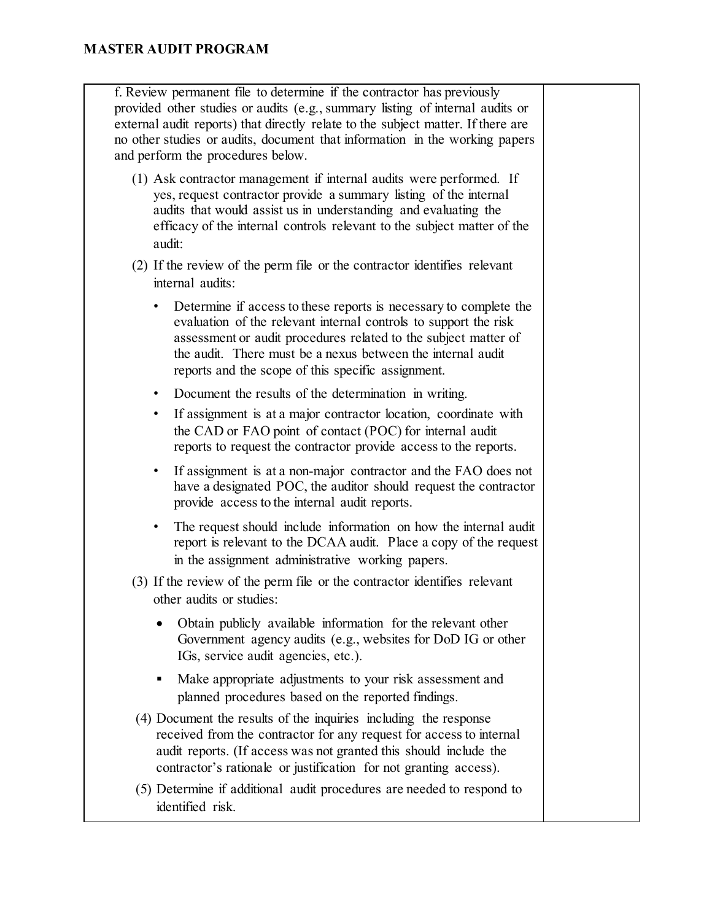| | |
|---|---|
| f. Review permanent file to determine if the contractor has previously provided other studies or audits (e.g., summary listing of internal audits or external audit reports) that directly relate to the subject matter. If there are no other studies or audits, document that information in the working papers and perform the procedures below.<br><br>(1) Ask contractor management if internal audits were performed. If yes, request contractor provide a summary listing of the internal audits that would assist us in understanding and evaluating the efficacy of the internal controls relevant to the subject matter of the audit:<br><br>(2) If the review of the perm file or the contractor identifies relevant internal audits:<br><br>• Determine if access to these reports is necessary to complete the evaluation of the relevant internal controls to support the risk assessment or audit procedures related to the subject matter of the audit. There must be a nexus between the internal audit reports and the scope of this specific assignment.<br>• Document the results of the determination in writing.<br>• If assignment is at a major contractor location, coordinate with the CAD or FAO point of contact (POC) for internal audit reports to request the contractor provide access to the reports.<br>• If assignment is at a non-major contractor and the FAO does not have a designated POC, the auditor should request the contractor provide access to the internal audit reports.<br>• The request should include information on how the internal audit report is relevant to the DCAA audit. Place a copy of the request in the assignment administrative working papers.<br><br>(3) If the review of the perm file or the contractor identifies relevant other audits or studies:<br><br>• Obtain publicly available information for the relevant other Government agency audits (e.g., websites for DoD IG or other IGs, service audit agencies, etc.).<br>▪ Make appropriate adjustments to your risk assessment and planned procedures based on the reported findings.<br><br>(4) Document the results of the inquiries including the response received from the contractor for any request for access to internal audit reports. (If access was not granted this should include the contractor's rationale or justification for not granting access).<br><br>(5) Determine if additional audit procedures are needed to respond to identified risk. | |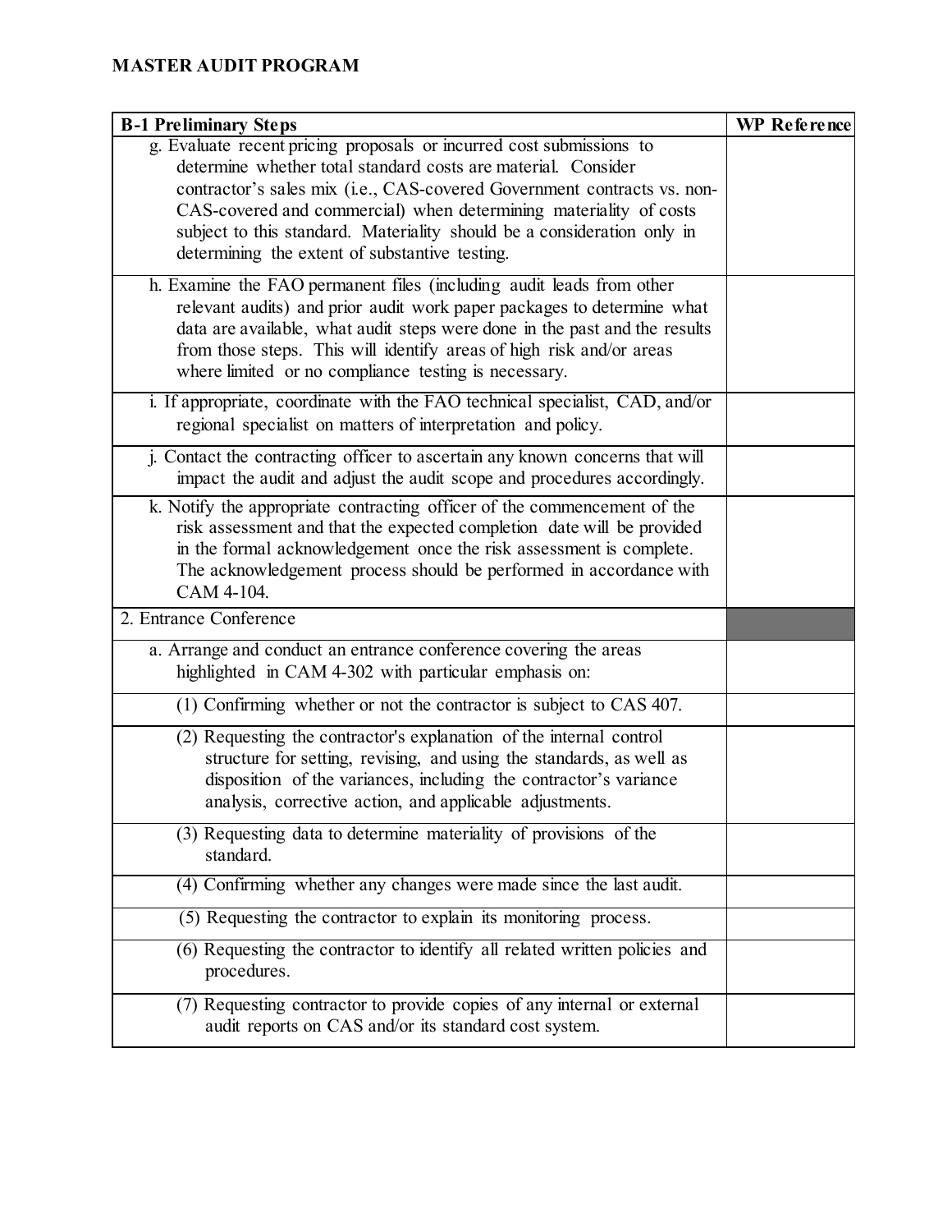**MASTER AUDIT PROGRAM**

| B-1 Preliminary Steps | WP Reference |
|---|---|
| g. Evaluate recent pricing proposals or incurred cost submissions to determine whether total standard costs are material. Consider contractor's sales mix (i.e., CAS-covered Government contracts vs. non-CAS-covered and commercial) when determining materiality of costs subject to this standard. Materiality should be a consideration only in determining the extent of substantive testing. | |
| h. Examine the FAO permanent files (including audit leads from other relevant audits) and prior audit work paper packages to determine what data are available, what audit steps were done in the past and the results from those steps. This will identify areas of high risk and/or areas where limited or no compliance testing is necessary. | |
| i. If appropriate, coordinate with the FAO technical specialist, CAD, and/or regional specialist on matters of interpretation and policy. | |
| j. Contact the contracting officer to ascertain any known concerns that will impact the audit and adjust the audit scope and procedures accordingly. | |
| k. Notify the appropriate contracting officer of the commencement of the risk assessment and that the expected completion date will be provided in the formal acknowledgement once the risk assessment is complete. The acknowledgement process should be performed in accordance with CAM 4-104. | |
| 2. Entrance Conference | |
| a. Arrange and conduct an entrance conference covering the areas highlighted in CAM 4-302 with particular emphasis on: | |
| (1) Confirming whether or not the contractor is subject to CAS 407. | |
| (2) Requesting the contractor's explanation of the internal control structure for setting, revising, and using the standards, as well as disposition of the variances, including the contractor's variance analysis, corrective action, and applicable adjustments. | |
| (3) Requesting data to determine materiality of provisions of the standard. | |
| (4) Confirming whether any changes were made since the last audit. | |
| (5) Requesting the contractor to explain its monitoring process. | |
| (6) Requesting the contractor to identify all related written policies and procedures. | |
| (7) Requesting contractor to provide copies of any internal or external audit reports on CAS and/or its standard cost system. | |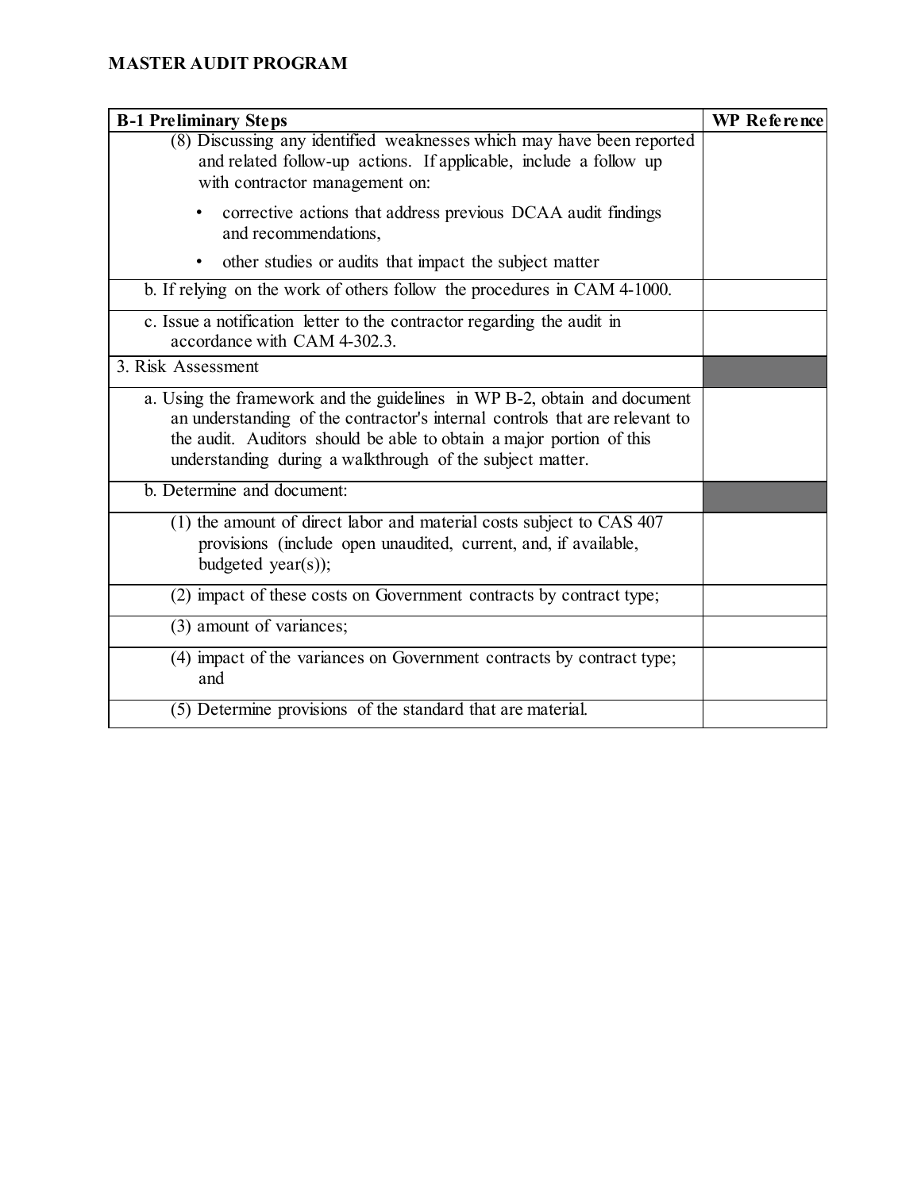**MASTER AUDIT PROGRAM**

| B-1 Preliminary Steps | WP Reference |
|---|---|
| (8) Discussing any identified weaknesses which may have been reported and related follow-up actions. If applicable, include a follow up with contractor management on:<br>• corrective actions that address previous DCAA audit findings and recommendations,<br>• other studies or audits that impact the subject matter | |
| b. If relying on the work of others follow the procedures in CAM 4-1000. | |
| c. Issue a notification letter to the contractor regarding the audit in accordance with CAM 4-302.3. | |
| 3. Risk Assessment | |
| a. Using the framework and the guidelines in WP B-2, obtain and document an understanding of the contractor's internal controls that are relevant to the audit. Auditors should be able to obtain a major portion of this understanding during a walkthrough of the subject matter. | |
| b. Determine and document: | |
| (1) the amount of direct labor and material costs subject to CAS 407 provisions (include open unaudited, current, and, if available, budgeted year(s)); | |
| (2) impact of these costs on Government contracts by contract type; | |
| (3) amount of variances; | |
| (4) impact of the variances on Government contracts by contract type; and | |
| (5) Determine provisions of the standard that are material. | |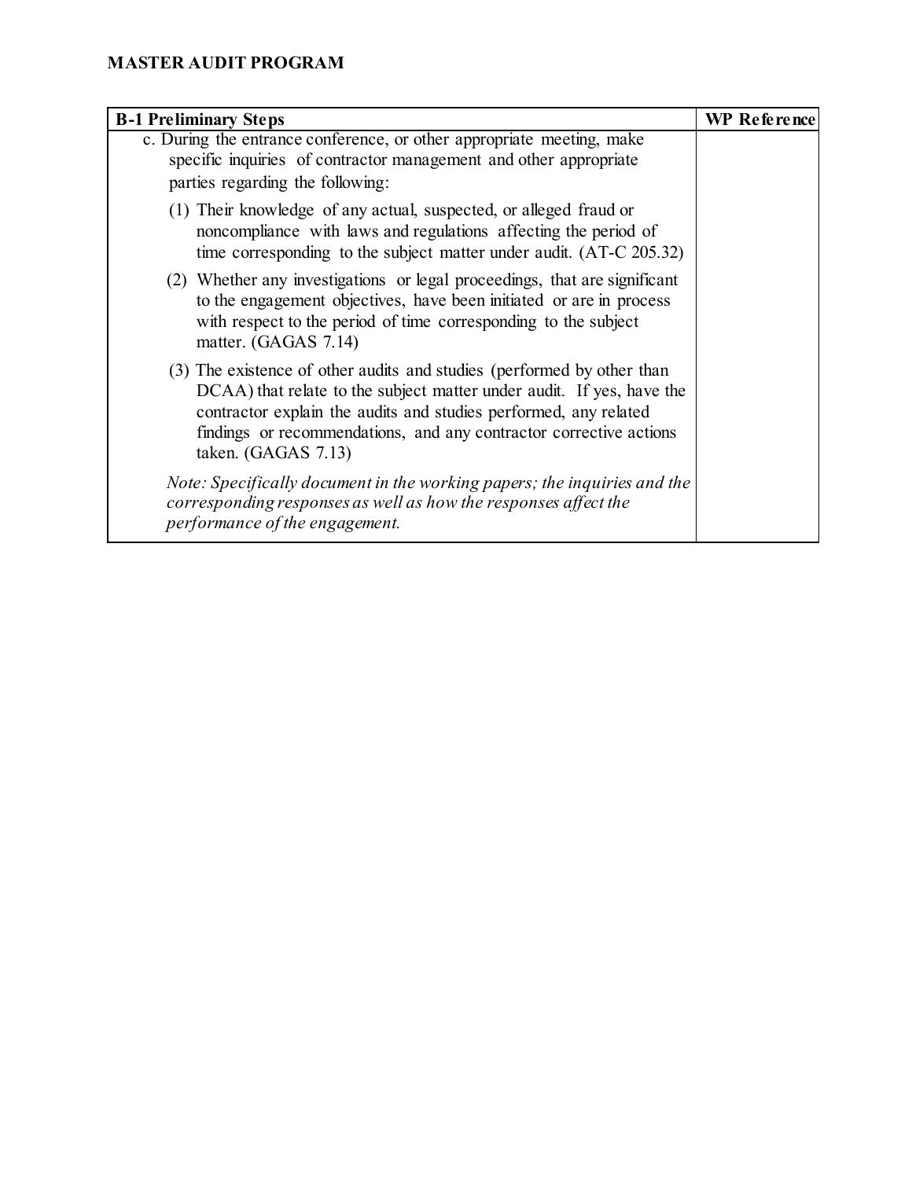**MASTER AUDIT PROGRAM**

| B-1 Preliminary Steps | WP Reference |
| --- | --- |
| c. During the entrance conference, or other appropriate meeting, make specific inquiries of contractor management and other appropriate parties regarding the following:<br><br>(1) Their knowledge of any actual, suspected, or alleged fraud or noncompliance with laws and regulations affecting the period of time corresponding to the subject matter under audit. (AT-C 205.32)<br><br>(2) Whether any investigations or legal proceedings, that are significant to the engagement objectives, have been initiated or are in process with respect to the period of time corresponding to the subject matter. (GAGAS 7.14)<br><br>(3) The existence of other audits and studies (performed by other than DCAA) that relate to the subject matter under audit. If yes, have the contractor explain the audits and studies performed, any related findings or recommendations, and any contractor corrective actions taken. (GAGAS 7.13)<br><br>*Note: Specifically document in the working papers; the inquiries and the corresponding responses as well as how the responses affect the performance of the engagement.* | |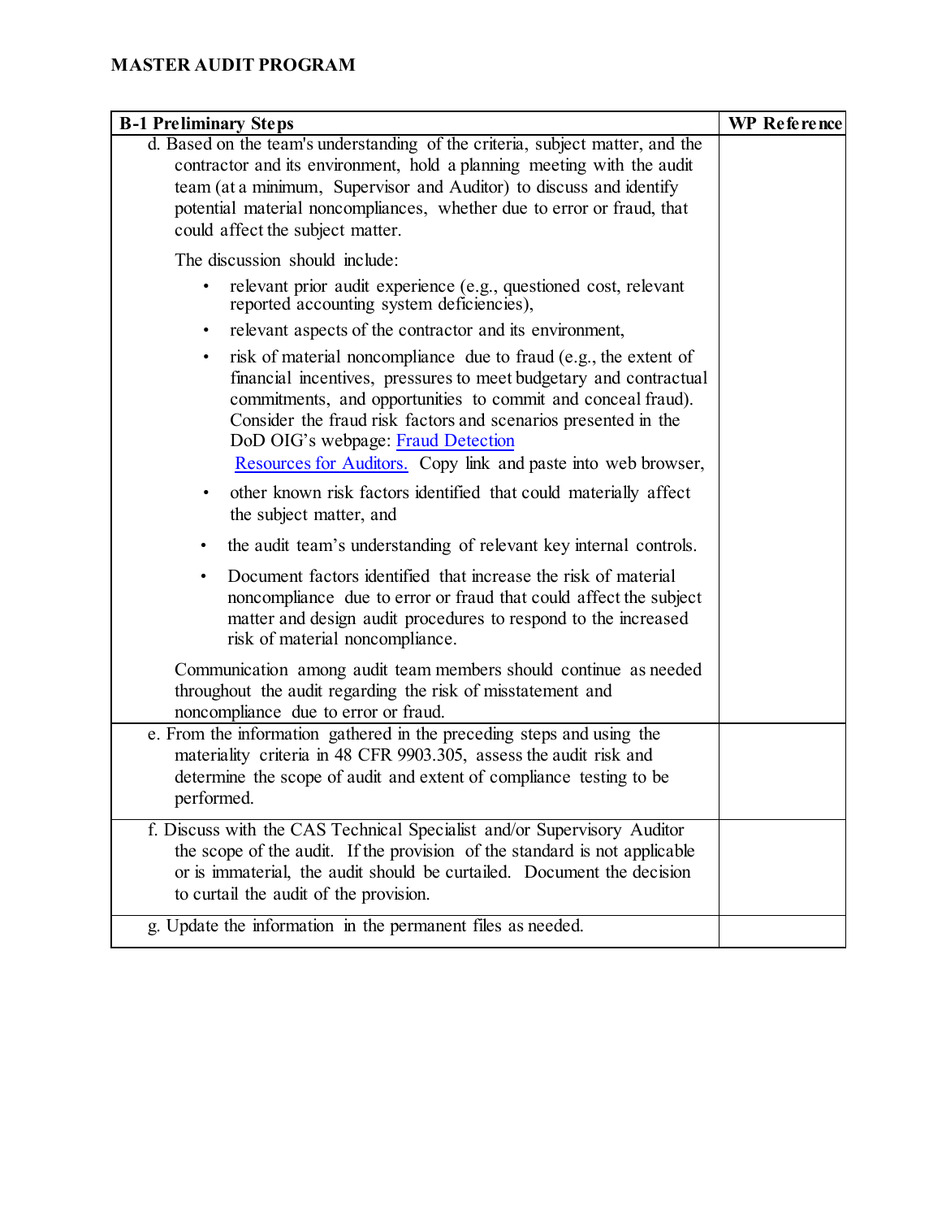**MASTER AUDIT PROGRAM**

| B-1 Preliminary Steps | WP Reference |
|---|---|
| d. Based on the team's understanding of the criteria, subject matter, and the contractor and its environment, hold a planning meeting with the audit team (at a minimum, Supervisor and Auditor) to discuss and identify potential material noncompliances, whether due to error or fraud, that could affect the subject matter.<br><br>The discussion should include:<br><br>• relevant prior audit experience (e.g., questioned cost, relevant reported accounting system deficiencies),<br>• relevant aspects of the contractor and its environment,<br>• risk of material noncompliance due to fraud (e.g., the extent of financial incentives, pressures to meet budgetary and contractual commitments, and opportunities to commit and conceal fraud). Consider the fraud risk factors and scenarios presented in the DoD OIG's webpage: [Fraud Detection Resources for Auditors.]() Copy link and paste into web browser,<br>• other known risk factors identified that could materially affect the subject matter, and<br>• the audit team's understanding of relevant key internal controls.<br>• Document factors identified that increase the risk of material noncompliance due to error or fraud that could affect the subject matter and design audit procedures to respond to the increased risk of material noncompliance.<br><br>Communication among audit team members should continue as needed throughout the audit regarding the risk of misstatement and noncompliance due to error or fraud. | |
| e. From the information gathered in the preceding steps and using the materiality criteria in 48 CFR 9903.305, assess the audit risk and determine the scope of audit and extent of compliance testing to be performed. | |
| f. Discuss with the CAS Technical Specialist and/or Supervisory Auditor the scope of the audit. If the provision of the standard is not applicable or is immaterial, the audit should be curtailed. Document the decision to curtail the audit of the provision. | |
| g. Update the information in the permanent files as needed. | |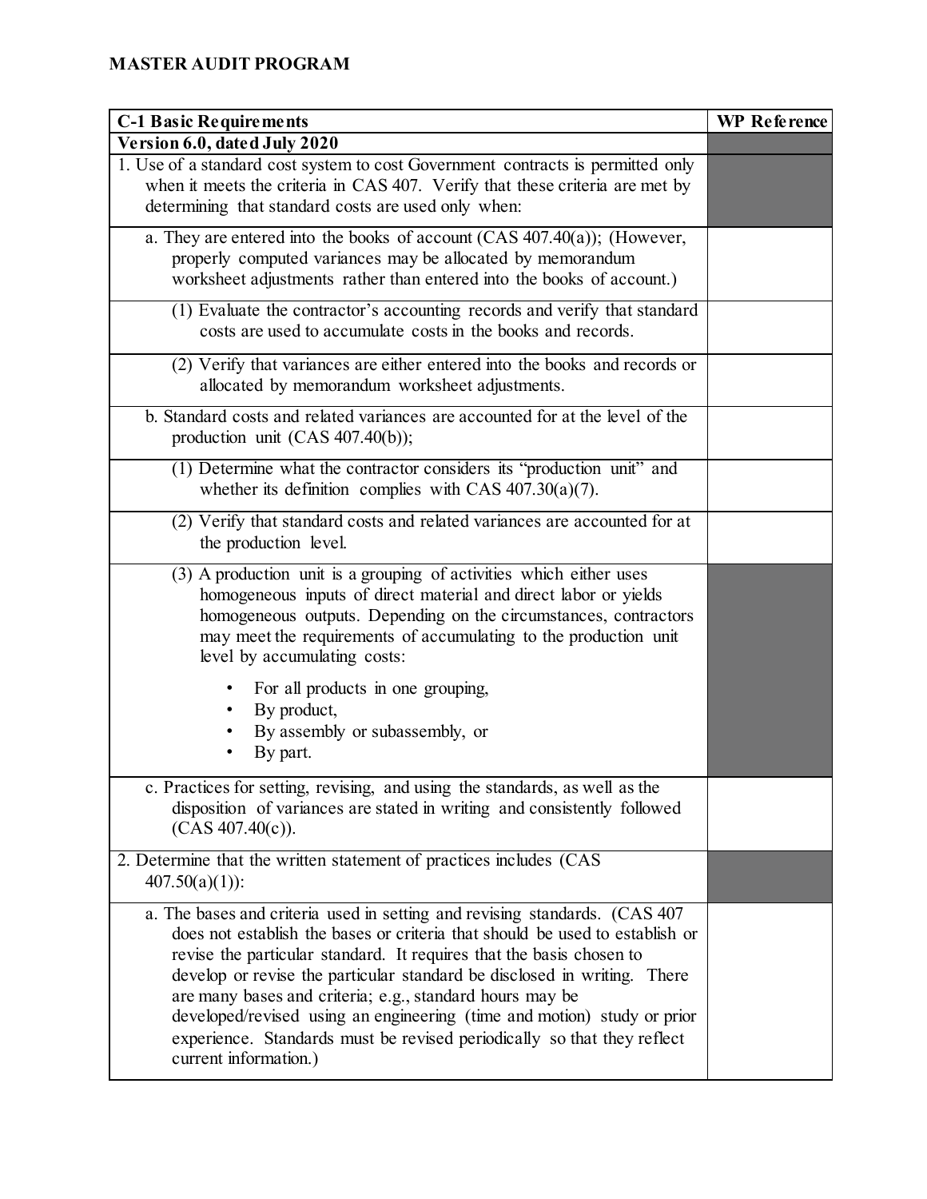**MASTER AUDIT PROGRAM**

| C-1 Basic Requirements | WP Reference |
|---|---|
| **Version 6.0, dated July 2020** | |
| 1. Use of a standard cost system to cost Government contracts is permitted only when it meets the criteria in CAS 407. Verify that these criteria are met by determining that standard costs are used only when: | |
| a. They are entered into the books of account (CAS 407.40(a)); (However, properly computed variances may be allocated by memorandum worksheet adjustments rather than entered into the books of account.) | |
| (1) Evaluate the contractor's accounting records and verify that standard costs are used to accumulate costs in the books and records. | |
| (2) Verify that variances are either entered into the books and records or allocated by memorandum worksheet adjustments. | |
| b. Standard costs and related variances are accounted for at the level of the production unit (CAS 407.40(b)); | |
| (1) Determine what the contractor considers its "production unit" and whether its definition complies with CAS 407.30(a)(7). | |
| (2) Verify that standard costs and related variances are accounted for at the production level. | |
| (3) A production unit is a grouping of activities which either uses homogeneous inputs of direct material and direct labor or yields homogeneous outputs. Depending on the circumstances, contractors may meet the requirements of accumulating to the production unit level by accumulating costs:<br>• For all products in one grouping,<br>• By product,<br>• By assembly or subassembly, or<br>• By part. | |
| c. Practices for setting, revising, and using the standards, as well as the disposition of variances are stated in writing and consistently followed (CAS 407.40(c)). | |
| 2. Determine that the written statement of practices includes (CAS 407.50(a)(1)): | |
| a. The bases and criteria used in setting and revising standards. (CAS 407 does not establish the bases or criteria that should be used to establish or revise the particular standard. It requires that the basis chosen to develop or revise the particular standard be disclosed in writing. There are many bases and criteria; e.g., standard hours may be developed/revised using an engineering (time and motion) study or prior experience. Standards must be revised periodically so that they reflect current information.) | |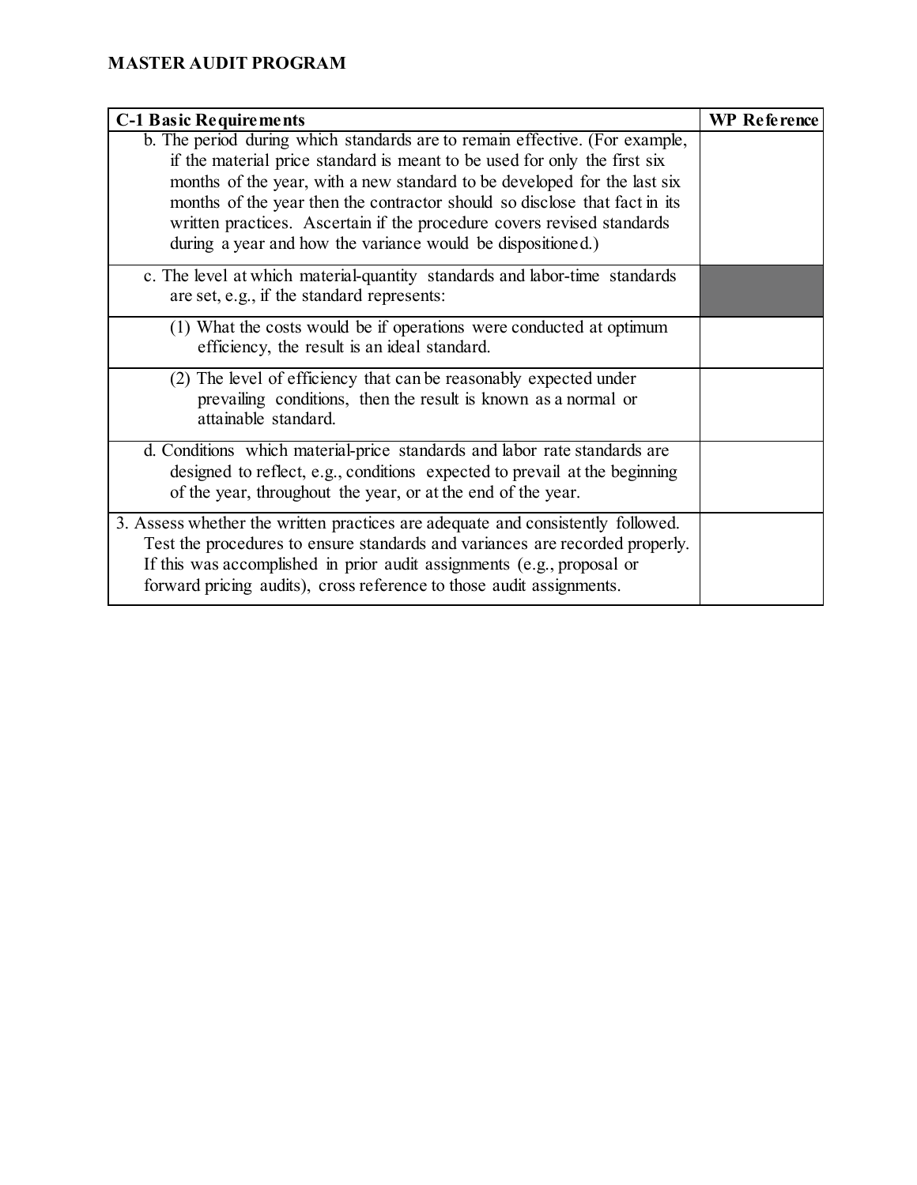**MASTER AUDIT PROGRAM**

| C-1 Basic Requirements | WP Reference |
|---|---|
| b. The period during which standards are to remain effective. (For example, if the material price standard is meant to be used for only the first six months of the year, with a new standard to be developed for the last six months of the year then the contractor should so disclose that fact in its written practices. Ascertain if the procedure covers revised standards during a year and how the variance would be dispositioned.) | |
| c. The level at which material-quantity standards and labor-time standards are set, e.g., if the standard represents: | |
| (1) What the costs would be if operations were conducted at optimum efficiency, the result is an ideal standard. | |
| (2) The level of efficiency that can be reasonably expected under prevailing conditions, then the result is known as a normal or attainable standard. | |
| d. Conditions which material-price standards and labor rate standards are designed to reflect, e.g., conditions expected to prevail at the beginning of the year, throughout the year, or at the end of the year. | |
| 3. Assess whether the written practices are adequate and consistently followed. Test the procedures to ensure standards and variances are recorded properly. If this was accomplished in prior audit assignments (e.g., proposal or forward pricing audits), cross reference to those audit assignments. | |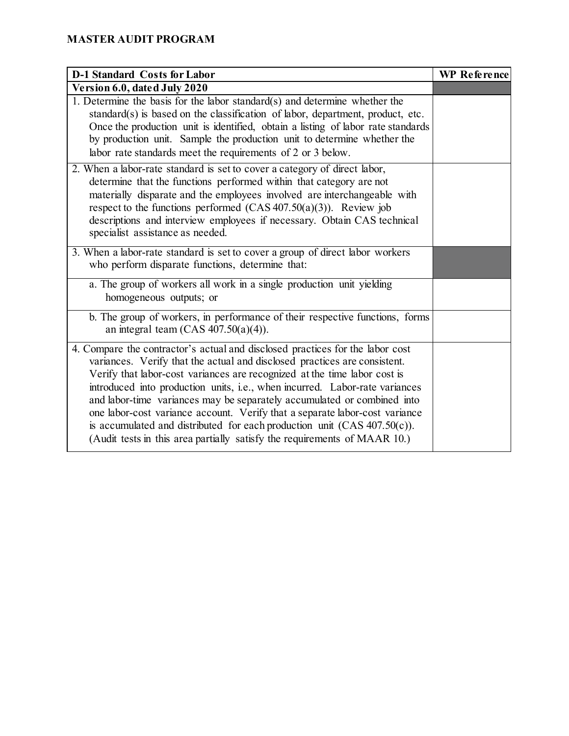**MASTER AUDIT PROGRAM**

| D-1 Standard Costs for Labor | WP Reference |
|---|---|
| **Version 6.0, dated July 2020** | |
| 1. Determine the basis for the labor standard(s) and determine whether the standard(s) is based on the classification of labor, department, product, etc. Once the production unit is identified, obtain a listing of labor rate standards by production unit. Sample the production unit to determine whether the labor rate standards meet the requirements of 2 or 3 below. | |
| 2. When a labor-rate standard is set to cover a category of direct labor, determine that the functions performed within that category are not materially disparate and the employees involved are interchangeable with respect to the functions performed (CAS 407.50(a)(3)). Review job descriptions and interview employees if necessary. Obtain CAS technical specialist assistance as needed. | |
| 3. When a labor-rate standard is set to cover a group of direct labor workers who perform disparate functions, determine that: | |
| a. The group of workers all work in a single production unit yielding homogeneous outputs; or | |
| b. The group of workers, in performance of their respective functions, forms an integral team (CAS 407.50(a)(4)). | |
| 4. Compare the contractor's actual and disclosed practices for the labor cost variances. Verify that the actual and disclosed practices are consistent. Verify that labor-cost variances are recognized at the time labor cost is introduced into production units, i.e., when incurred. Labor-rate variances and labor-time variances may be separately accumulated or combined into one labor-cost variance account. Verify that a separate labor-cost variance is accumulated and distributed for each production unit (CAS 407.50(c)). (Audit tests in this area partially satisfy the requirements of MAAR 10.) | |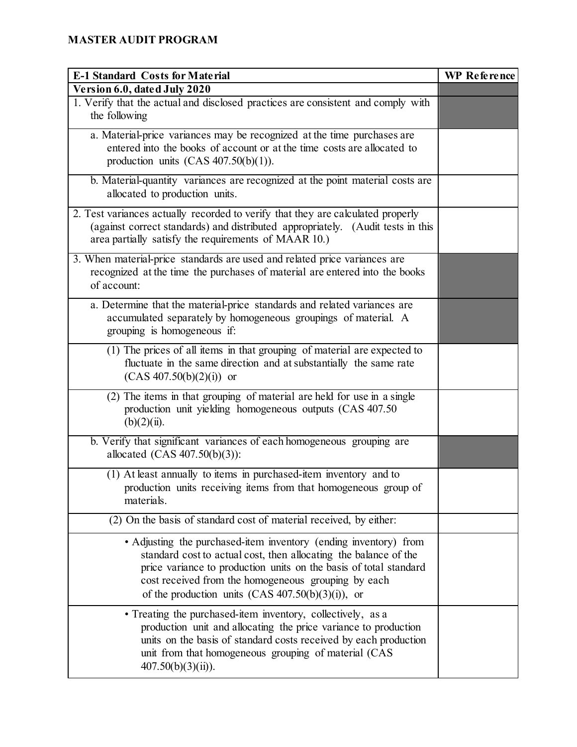## MASTER AUDIT PROGRAM

| E-1 Standard Costs for Material | WP Reference |
|---|---|
| **Version 6.0, dated July 2020** | |
| 1. Verify that the actual and disclosed practices are consistent and comply with the following | |
| a. Material-price variances may be recognized at the time purchases are entered into the books of account or at the time costs are allocated to production units (CAS 407.50(b)(1)). | |
| b. Material-quantity variances are recognized at the point material costs are allocated to production units. | |
| 2. Test variances actually recorded to verify that they are calculated properly (against correct standards) and distributed appropriately. (Audit tests in this area partially satisfy the requirements of MAAR 10.) | |
| 3. When material-price standards are used and related price variances are recognized at the time the purchases of material are entered into the books of account: | |
| a. Determine that the material-price standards and related variances are accumulated separately by homogeneous groupings of material. A grouping is homogeneous if: | |
| (1) The prices of all items in that grouping of material are expected to fluctuate in the same direction and at substantially the same rate (CAS 407.50(b)(2)(i)) or | |
| (2) The items in that grouping of material are held for use in a single production unit yielding homogeneous outputs (CAS 407.50 (b)(2)(ii). | |
| b. Verify that significant variances of each homogeneous grouping are allocated (CAS 407.50(b)(3)): | |
| (1) At least annually to items in purchased-item inventory and to production units receiving items from that homogeneous group of materials. | |
| (2) On the basis of standard cost of material received, by either: | |
| • Adjusting the purchased-item inventory (ending inventory) from standard cost to actual cost, then allocating the balance of the price variance to production units on the basis of total standard cost received from the homogeneous grouping by each of the production units (CAS 407.50(b)(3)(i)), or | |
| • Treating the purchased-item inventory, collectively, as a production unit and allocating the price variance to production units on the basis of standard costs received by each production unit from that homogeneous grouping of material (CAS 407.50(b)(3)(ii)). | |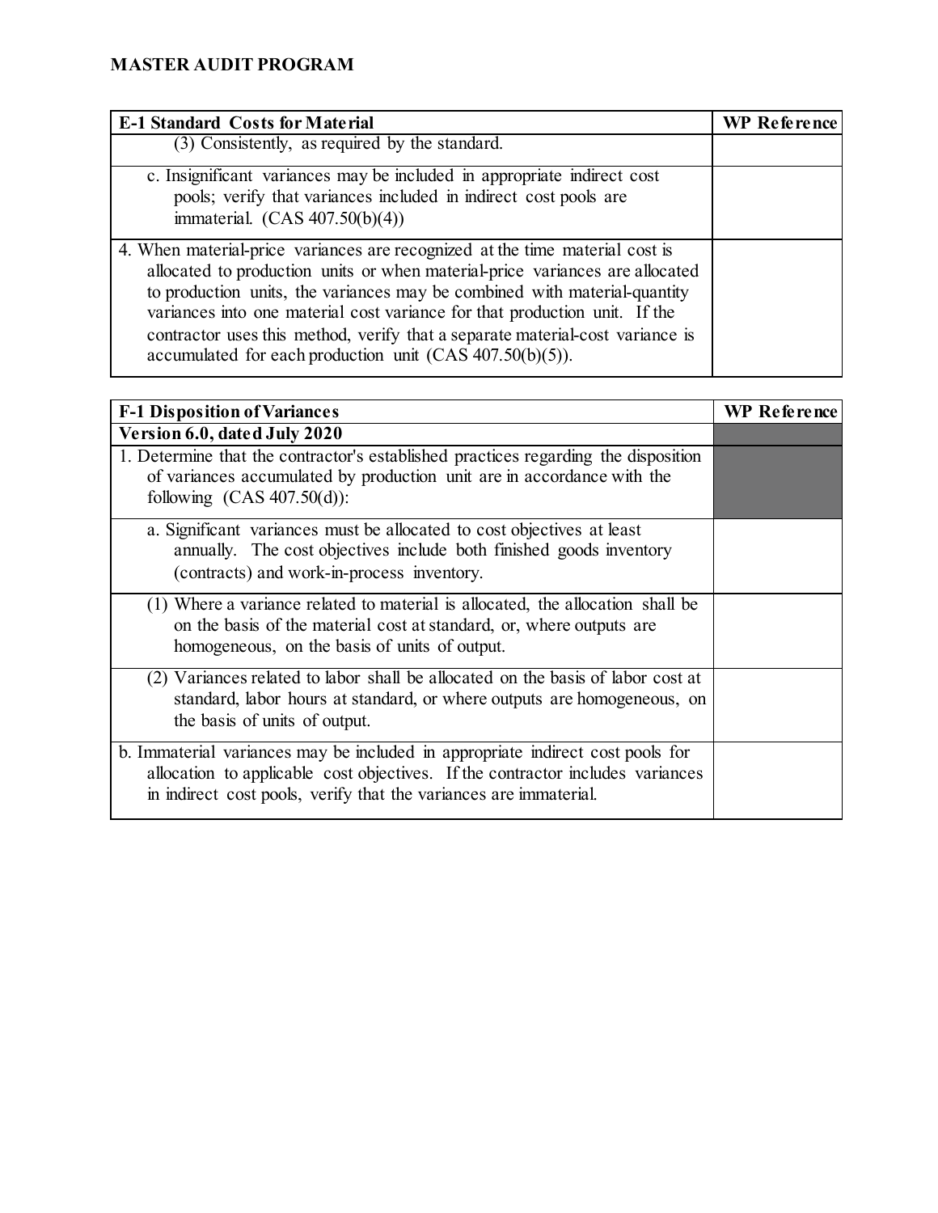**MASTER AUDIT PROGRAM**

| E-1 Standard Costs for Material | WP Reference |
| --- | --- |
| (3) Consistently, as required by the standard. | |
| c. Insignificant variances may be included in appropriate indirect cost pools; verify that variances included in indirect cost pools are immaterial. (CAS 407.50(b)(4)) | |
| 4. When material-price variances are recognized at the time material cost is allocated to production units or when material-price variances are allocated to production units, the variances may be combined with material-quantity variances into one material cost variance for that production unit. If the contractor uses this method, verify that a separate material-cost variance is accumulated for each production unit (CAS 407.50(b)(5)). | |

| F-1 Disposition of Variances | WP Reference |
| --- | --- |
| **Version 6.0, dated July 2020** | |
| 1. Determine that the contractor's established practices regarding the disposition of variances accumulated by production unit are in accordance with the following (CAS 407.50(d)): | |
| a. Significant variances must be allocated to cost objectives at least annually. The cost objectives include both finished goods inventory (contracts) and work-in-process inventory. | |
| (1) Where a variance related to material is allocated, the allocation shall be on the basis of the material cost at standard, or, where outputs are homogeneous, on the basis of units of output. | |
| (2) Variances related to labor shall be allocated on the basis of labor cost at standard, labor hours at standard, or where outputs are homogeneous, on the basis of units of output. | |
| b. Immaterial variances may be included in appropriate indirect cost pools for allocation to applicable cost objectives. If the contractor includes variances in indirect cost pools, verify that the variances are immaterial. | |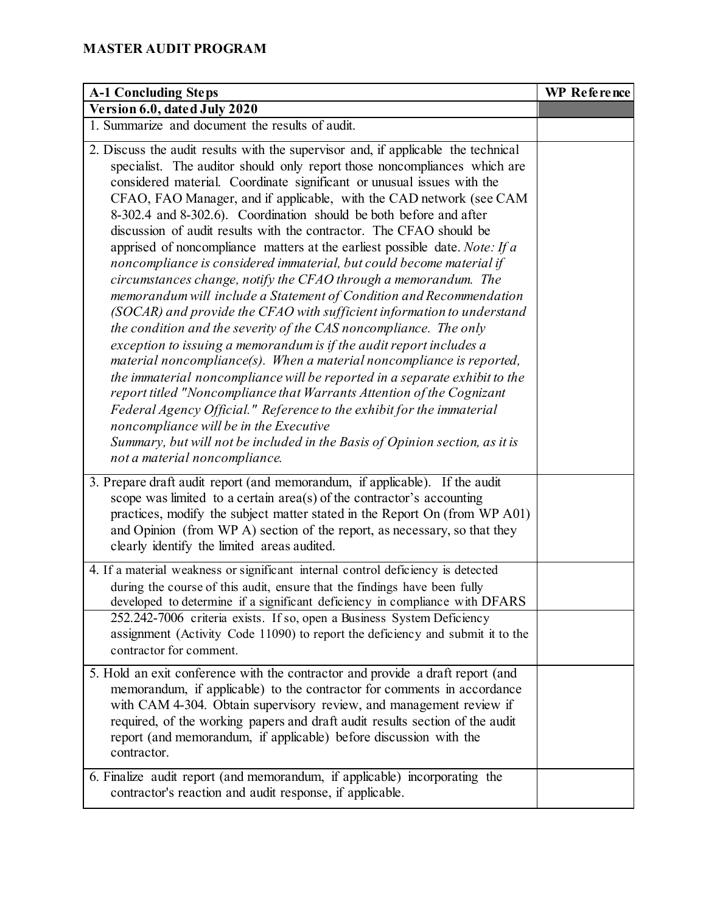**MASTER AUDIT PROGRAM**

| A-1 Concluding Steps | WP Reference |
|---|---|
| **Version 6.0, dated July 2020** | |
| 1. Summarize and document the results of audit. | |
| 2. Discuss the audit results with the supervisor and, if applicable the technical specialist. The auditor should only report those noncompliances which are considered material. Coordinate significant or unusual issues with the CFAO, FAO Manager, and if applicable, with the CAD network (see CAM 8-302.4 and 8-302.6). Coordination should be both before and after discussion of audit results with the contractor. The CFAO should be apprised of noncompliance matters at the earliest possible date. *Note: If a noncompliance is considered immaterial, but could become material if circumstances change, notify the CFAO through a memorandum. The memorandum will include a Statement of Condition and Recommendation (SOCAR) and provide the CFAO with sufficient information to understand the condition and the severity of the CAS noncompliance. The only exception to issuing a memorandum is if the audit report includes a material noncompliance(s). When a material noncompliance is reported, the immaterial noncompliance will be reported in a separate exhibit to the report titled "Noncompliance that Warrants Attention of the Cognizant Federal Agency Official." Reference to the exhibit for the immaterial noncompliance will be in the Executive Summary, but will not be included in the Basis of Opinion section, as it is not a material noncompliance.* | |
| 3. Prepare draft audit report (and memorandum, if applicable). If the audit scope was limited to a certain area(s) of the contractor's accounting practices, modify the subject matter stated in the Report On (from WP A01) and Opinion (from WP A) section of the report, as necessary, so that they clearly identify the limited areas audited. | |
| 4. If a material weakness or significant internal control deficiency is detected during the course of this audit, ensure that the findings have been fully developed to determine if a significant deficiency in compliance with DFARS 252.242-7006 criteria exists. If so, open a Business System Deficiency assignment (Activity Code 11090) to report the deficiency and submit it to the contractor for comment. | |
| 5. Hold an exit conference with the contractor and provide a draft report (and memorandum, if applicable) to the contractor for comments in accordance with CAM 4-304. Obtain supervisory review, and management review if required, of the working papers and draft audit results section of the audit report (and memorandum, if applicable) before discussion with the contractor. | |
| 6. Finalize audit report (and memorandum, if applicable) incorporating the contractor's reaction and audit response, if applicable. | |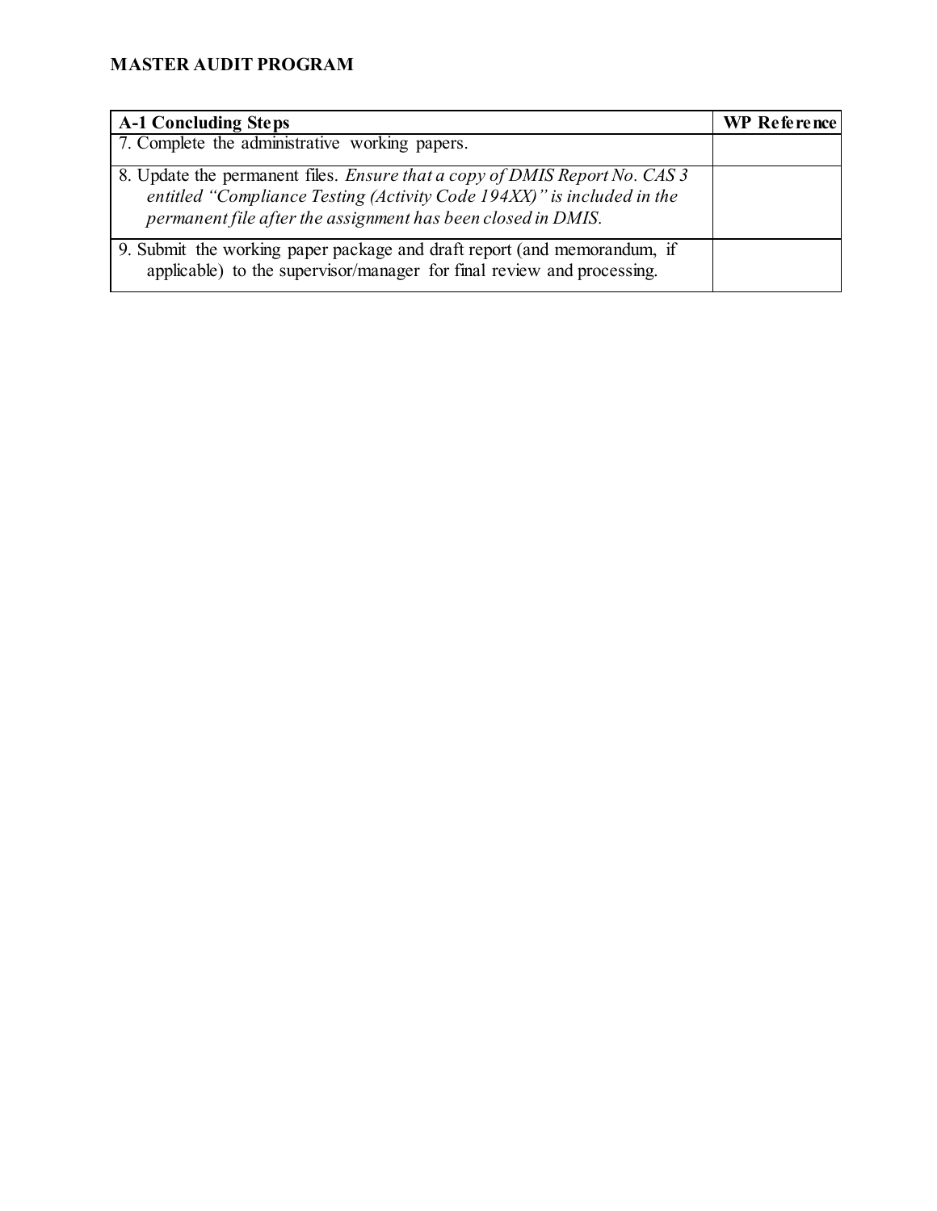**MASTER AUDIT PROGRAM**

| A-1 Concluding Steps | WP Reference |
|---|---|
| 7. Complete the administrative working papers. | |
| 8. Update the permanent files. *Ensure that a copy of DMIS Report No. CAS 3 entitled "Compliance Testing (Activity Code 194XX)" is included in the permanent file after the assignment has been closed in DMIS.* | |
| 9. Submit the working paper package and draft report (and memorandum, if applicable) to the supervisor/manager for final review and processing. | |